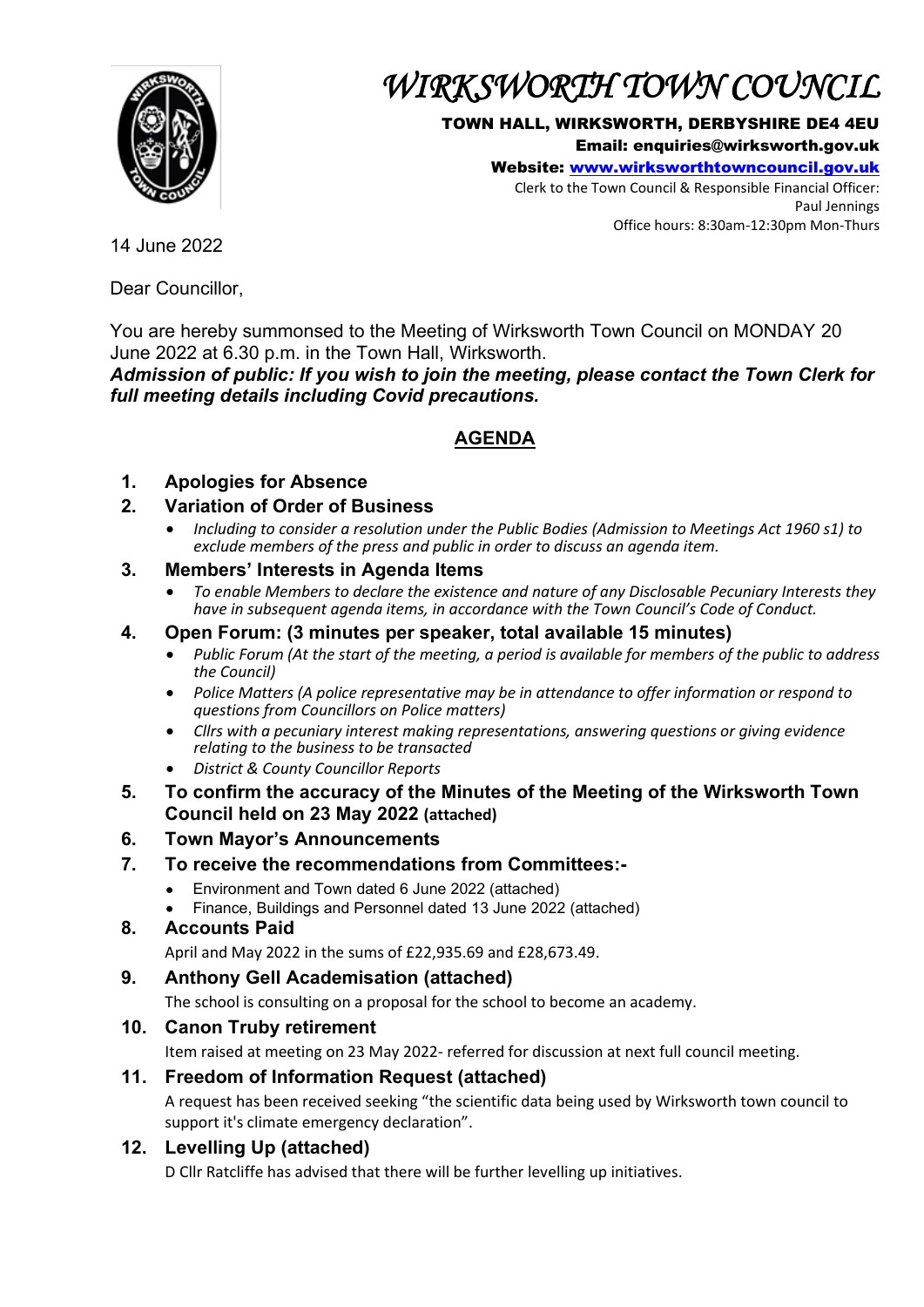# WIRKSWORTH TOWN COUNCIL

**TOWN HALL, WIRKSWORTH, DERBYSHIRE DE4 4EU**
**Email: enquiries@wirksworth.gov.uk**
**Website: www.wirksworthtowncouncil.gov.uk**
Clerk to the Town Council & Responsible Financial Officer:
Paul Jennings
Office hours: 8:30am-12:30pm Mon-Thurs

14 June 2022

Dear Councillor,

You are hereby summonsed to the Meeting of Wirksworth Town Council on MONDAY 20 June 2022 at 6.30 p.m. in the Town Hall, Wirksworth.
***Admission of public: If you wish to join the meeting, please contact the Town Clerk for full meeting details including Covid precautions.***

## AGENDA

1. **Apologies for Absence**
2. **Variation of Order of Business**
   - *Including to consider a resolution under the Public Bodies (Admission to Meetings Act 1960 s1) to exclude members of the press and public in order to discuss an agenda item.*
3. **Members' Interests in Agenda Items**
   - *To enable Members to declare the existence and nature of any Disclosable Pecuniary Interests they have in subsequent agenda items, in accordance with the Town Council's Code of Conduct.*
4. **Open Forum: (3 minutes per speaker, total available 15 minutes)**
   - *Public Forum (At the start of the meeting, a period is available for members of the public to address the Council)*
   - *Police Matters (A police representative may be in attendance to offer information or respond to questions from Councillors on Police matters)*
   - *Cllrs with a pecuniary interest making representations, answering questions or giving evidence relating to the business to be transacted*
   - *District & County Councillor Reports*
5. **To confirm the accuracy of the Minutes of the Meeting of the Wirksworth Town Council held on 23 May 2022 (attached)**
6. **Town Mayor's Announcements**
7. **To receive the recommendations from Committees:-**
   - Environment and Town dated 6 June 2022 (attached)
   - Finance, Buildings and Personnel dated 13 June 2022 (attached)
8. **Accounts Paid**

   April and May 2022 in the sums of £22,935.69 and £28,673.49.
9. **Anthony Gell Academisation (attached)**

   The school is consulting on a proposal for the school to become an academy.
10. **Canon Truby retirement**

    Item raised at meeting on 23 May 2022- referred for discussion at next full council meeting.
11. **Freedom of Information Request (attached)**

    A request has been received seeking "the scientific data being used by Wirksworth town council to support it's climate emergency declaration".
12. **Levelling Up (attached)**

    D Cllr Ratcliffe has advised that there will be further levelling up initiatives.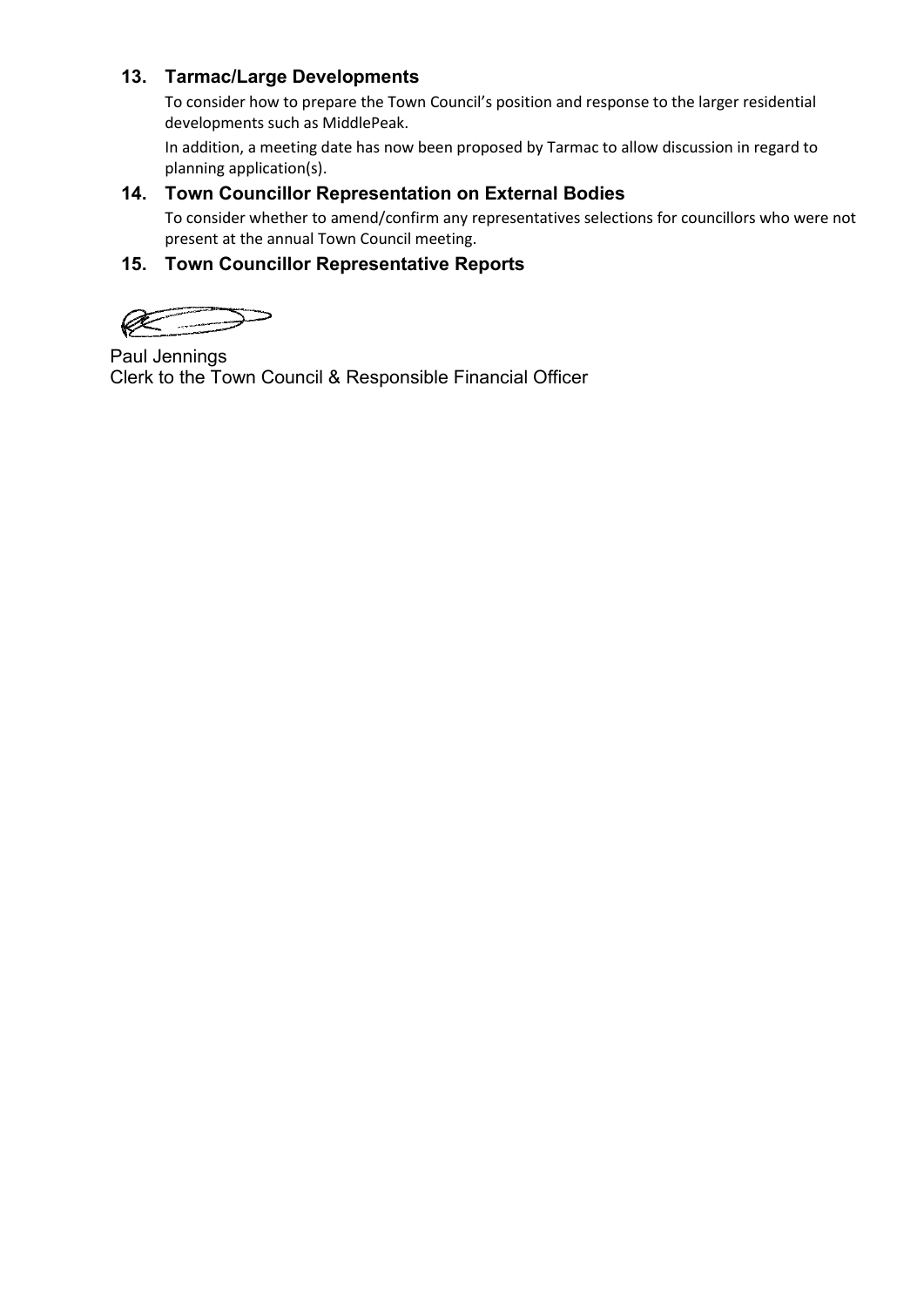## 13. Tarmac/Large Developments

To consider how to prepare the Town Council's position and response to the larger residential developments such as MiddlePeak.

In addition, a meeting date has now been proposed by Tarmac to allow discussion in regard to planning application(s).

## 14. Town Councillor Representation on External Bodies

To consider whether to amend/confirm any representatives selections for councillors who were not present at the annual Town Council meeting.

## 15. Town Councillor Representative Reports

Paul Jennings
Clerk to the Town Council & Responsible Financial Officer